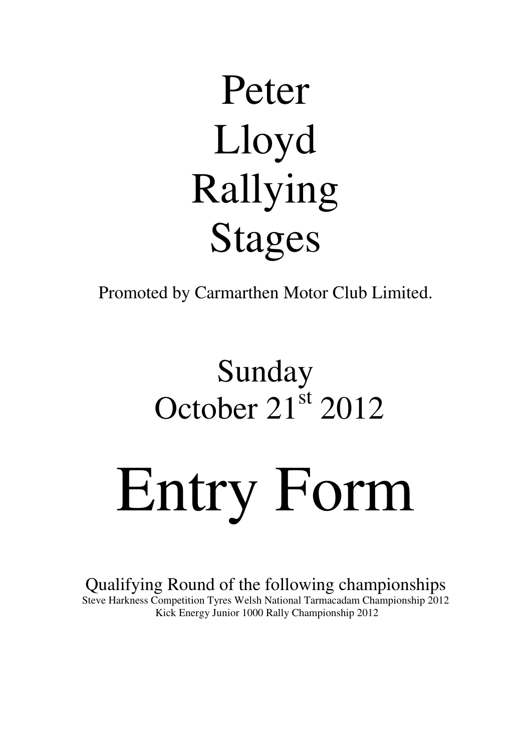# Peter Lloyd Rallying Stages

Promoted by Carmarthen Motor Club Limited.

## Sunday October 21st 2012

# Entry Form

Qualifying Round of the following championships

Steve Harkness Competition Tyres Welsh National Tarmacadam Championship 2012

Kick Energy Junior 1000 Rally Championship 2012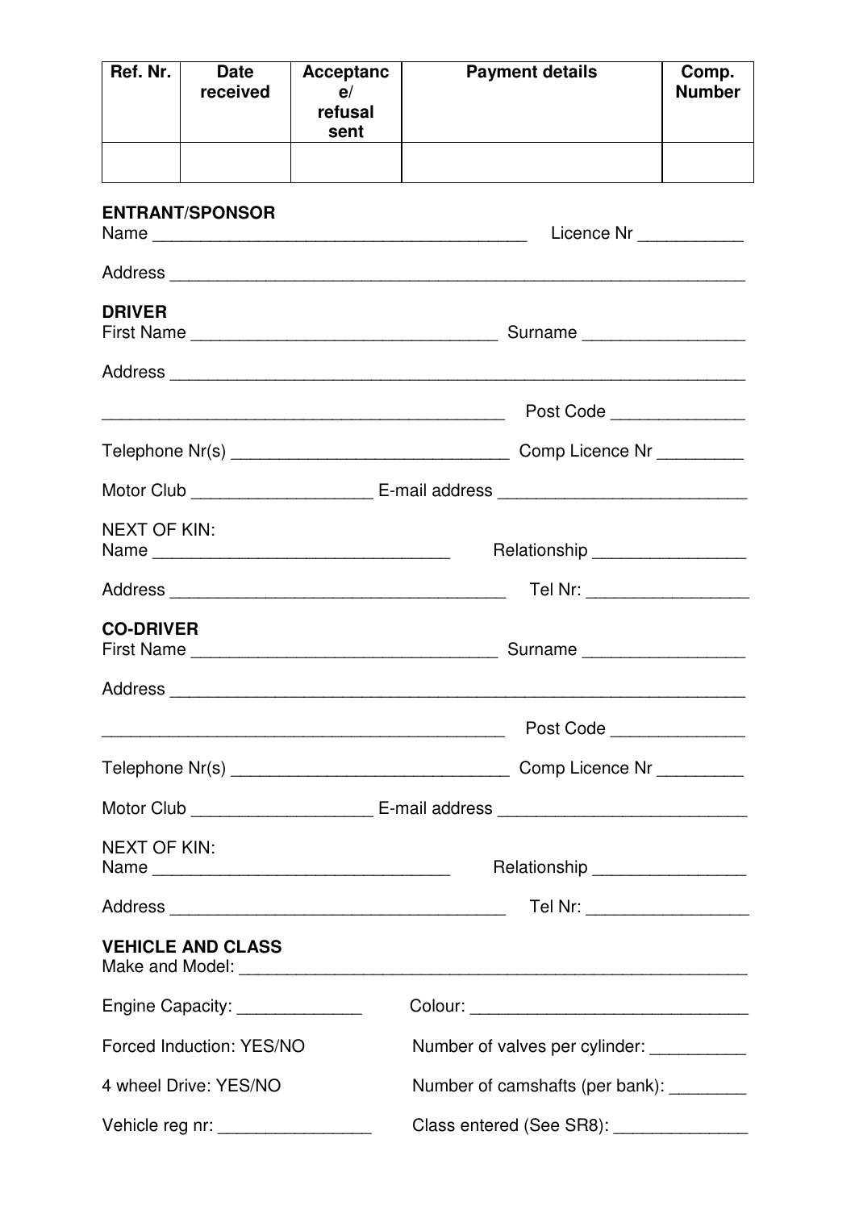| Ref. Nr. | Date received | Acceptance/ refusal sent | Payment details | Comp. Number |
|---|---|---|---|---|
| | | | | |

**ENTRANT/SPONSOR**

Name ________________________________________ Licence Nr ___________

Address ____________________________________________________________

**DRIVER**

First Name ________________________________ Surname ________________

Address ____________________________________________________________

____________________________________________ Post Code ______________

Telephone Nr(s) ______________________________ Comp Licence Nr _________

Motor Club ___________________ E-mail address __________________________

NEXT OF KIN:

Name _______________________________ Relationship ________________

Address ___________________________________ Tel Nr: ________________

**CO-DRIVER**

First Name ________________________________ Surname ________________

Address ____________________________________________________________

____________________________________________ Post Code ______________

Telephone Nr(s) ______________________________ Comp Licence Nr _________

Motor Club ___________________ E-mail address __________________________

NEXT OF KIN:

Name _______________________________ Relationship ________________

Address ___________________________________ Tel Nr: ________________

**VEHICLE AND CLASS**

Make and Model: _____________________________________________________

Engine Capacity: _____________ Colour: _____________________________

Forced Induction: YES/NO Number of valves per cylinder: __________

4 wheel Drive: YES/NO Number of camshafts (per bank): ________

Vehicle reg nr: ________________ Class entered (See SR8): ______________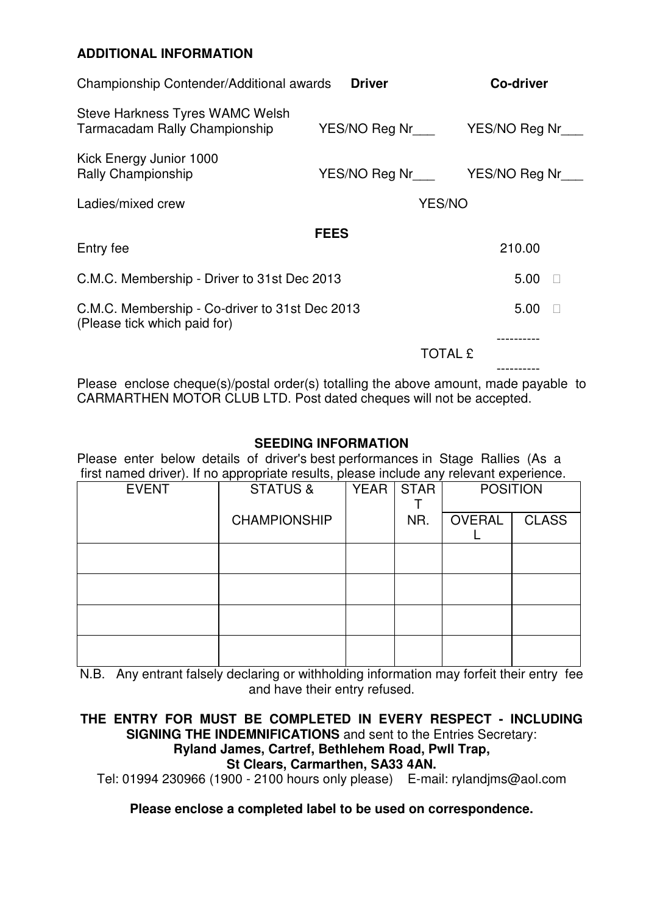## ADDITIONAL INFORMATION

| Championship Contender/Additional awards | **Driver** | **Co-driver** |
|---|---|---|
| Steve Harkness Tyres WAMC Welsh Tarmacadam Rally Championship | YES/NO Reg Nr___ | YES/NO Reg Nr___ |
| Kick Energy Junior 1000 Rally Championship | YES/NO Reg Nr___ | YES/NO Reg Nr___ |
| Ladies/mixed crew | YES/NO | |

### FEES

| | |
|---|---|
| Entry fee | 210.00 |
| C.M.C. Membership - Driver to 31st Dec 2013 | 5.00 ☐ |
| C.M.C. Membership - Co-driver to 31st Dec 2013 (Please tick which paid for) | 5.00 ☐ |
| TOTAL £ | |

Please enclose cheque(s)/postal order(s) totalling the above amount, made payable to CARMARTHEN MOTOR CLUB LTD. Post dated cheques will not be accepted.

### SEEDING INFORMATION

Please enter below details of driver's best performances in Stage Rallies (As a first named driver). If no appropriate results, please include any relevant experience.

| EVENT | STATUS & CHAMPIONSHIP | YEAR | START NR. | POSITION | |
|---|---|---|---|---|---|
| | | | | OVERALL | CLASS |
| | | | | | |
| | | | | | |
| | | | | | |
| | | | | | |

N.B. Any entrant falsely declaring or withholding information may forfeit their entry fee and have their entry refused.

**THE ENTRY FOR MUST BE COMPLETED IN EVERY RESPECT - INCLUDING SIGNING THE INDEMNIFICATIONS** and sent to the Entries Secretary:
**Ryland James, Cartref, Bethlehem Road, Pwll Trap, St Clears, Carmarthen, SA33 4AN.**
Tel: 01994 230966 (1900 - 2100 hours only please) E-mail: rylandjms@aol.com

**Please enclose a completed label to be used on correspondence.**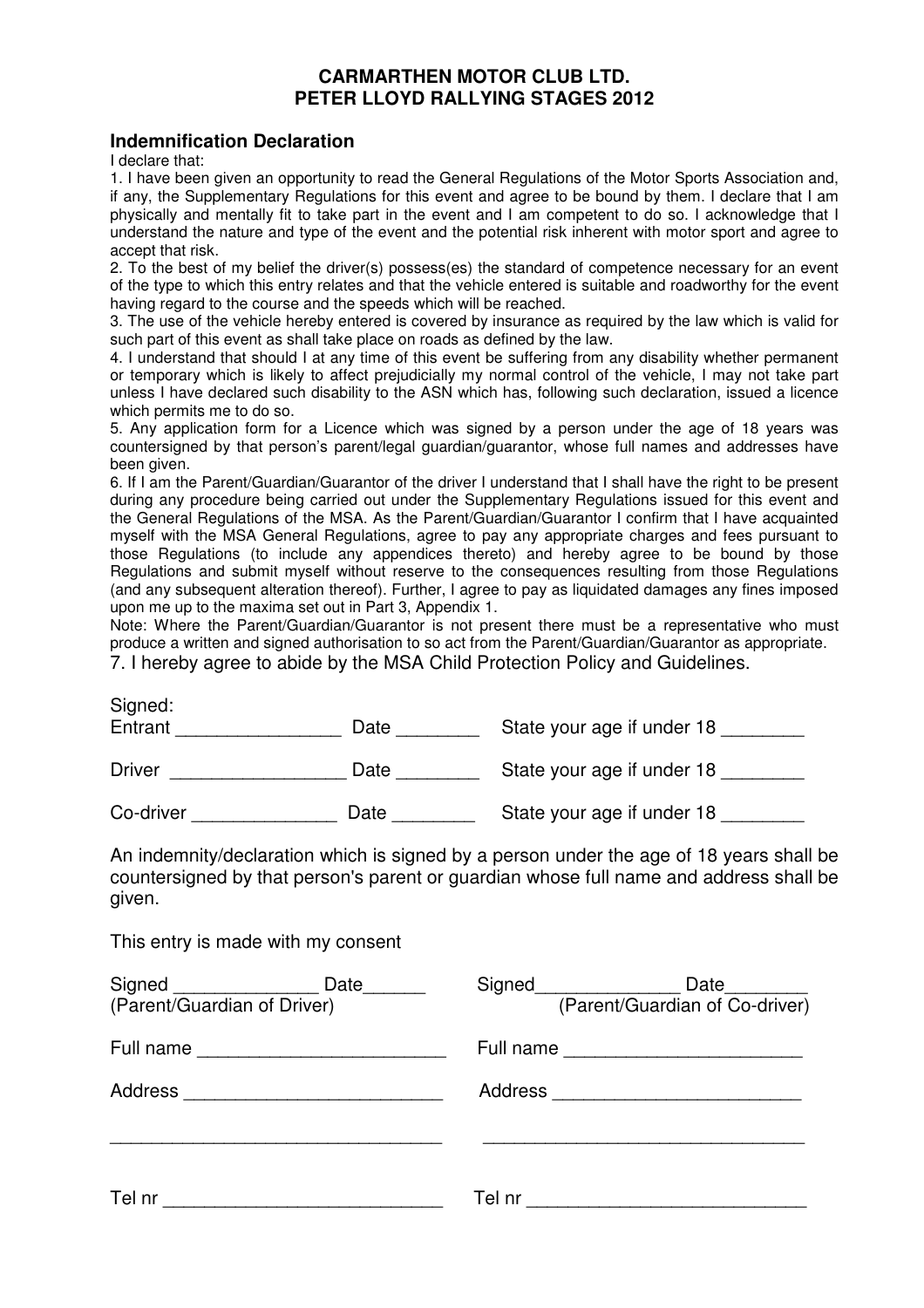**CARMARTHEN MOTOR CLUB LTD.**
**PETER LLOYD RALLYING STAGES 2012**

## Indemnification Declaration

I declare that:

1. I have been given an opportunity to read the General Regulations of the Motor Sports Association and, if any, the Supplementary Regulations for this event and agree to be bound by them. I declare that I am physically and mentally fit to take part in the event and I am competent to do so. I acknowledge that I understand the nature and type of the event and the potential risk inherent with motor sport and agree to accept that risk.
2. To the best of my belief the driver(s) possess(es) the standard of competence necessary for an event of the type to which this entry relates and that the vehicle entered is suitable and roadworthy for the event having regard to the course and the speeds which will be reached.
3. The use of the vehicle hereby entered is covered by insurance as required by the law which is valid for such part of this event as shall take place on roads as defined by the law.
4. I understand that should I at any time of this event be suffering from any disability whether permanent or temporary which is likely to affect prejudicially my normal control of the vehicle, I may not take part unless I have declared such disability to the ASN which has, following such declaration, issued a licence which permits me to do so.
5. Any application form for a Licence which was signed by a person under the age of 18 years was countersigned by that person's parent/legal guardian/guarantor, whose full names and addresses have been given.
6. If I am the Parent/Guardian/Guarantor of the driver I understand that I shall have the right to be present during any procedure being carried out under the Supplementary Regulations issued for this event and the General Regulations of the MSA. As the Parent/Guardian/Guarantor I confirm that I have acquainted myself with the MSA General Regulations, agree to pay any appropriate charges and fees pursuant to those Regulations (to include any appendices thereto) and hereby agree to be bound by those Regulations and submit myself without reserve to the consequences resulting from those Regulations (and any subsequent alteration thereof). Further, I agree to pay as liquidated damages any fines imposed upon me up to the maxima set out in Part 3, Appendix 1.

Note: Where the Parent/Guardian/Guarantor is not present there must be a representative who must produce a written and signed authorisation to so act from the Parent/Guardian/Guarantor as appropriate.

7. I hereby agree to abide by the MSA Child Protection Policy and Guidelines.

Signed:

Entrant ________________ Date ________ State your age if under 18 ________

Driver _________________ Date ________ State your age if under 18 ________

Co-driver ______________ Date ________ State your age if under 18 ________

An indemnity/declaration which is signed by a person under the age of 18 years shall be countersigned by that person's parent or guardian whose full name and address shall be given.

This entry is made with my consent

Signed ______________ Date______
(Parent/Guardian of Driver)

Full name ________________________

Address _________________________

_________________________________

Tel nr ___________________________

Signed______________ Date________
(Parent/Guardian of Co-driver)

Full name _______________________

Address ________________________

________________________________

Tel nr __________________________